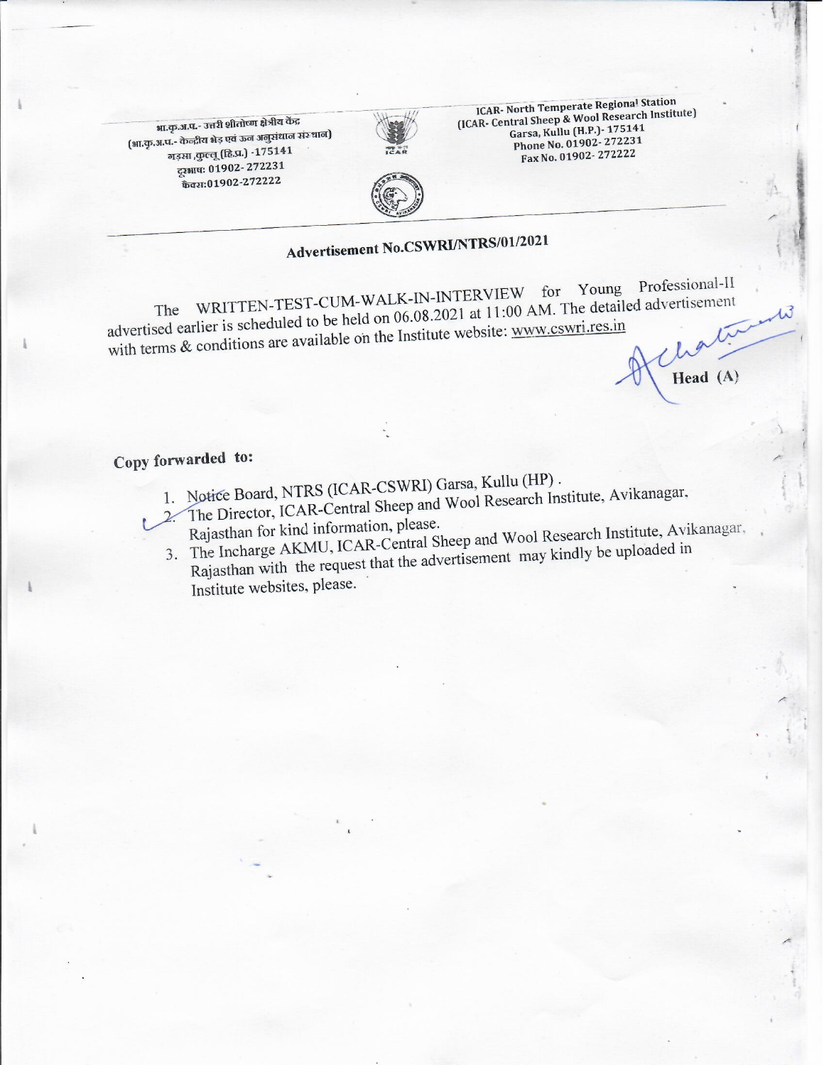भा.कृ.अ.प.- उत्तरी शीतोष्ण क्षेत्रीय केंद्र
(भा.कृ.अ.प.- केन्द्रीय भेड़ एवं ऊन अनुसंधान संस्थान)
गड़सा ,कुल्लू (हि.प्र.) -175141
दूरभाष: 01902- 272231
फैक्स:01902-272222

ICAR- North Temperate Regional Station
(ICAR- Central Sheep & Wool Research Institute)
Garsa, Kullu (H.P.)- 175141
Phone No. 01902- 272231
Fax No. 01902- 272222

## Advertisement No.CSWRI/NTRS/01/2021

The WRITTEN-TEST-CUM-WALK-IN-INTERVIEW for Young Professional-II advertised earlier is scheduled to be held on 06.08.2021 at 11:00 AM. The detailed advertisement with terms & conditions are available on the Institute website: www.cswri.res.in

Head (A)

**Copy forwarded to:**

1. Notice Board, NTRS (ICAR-CSWRI) Garsa, Kullu (HP).
2. The Director, ICAR-Central Sheep and Wool Research Institute, Avikanagar, Rajasthan for kind information, please.
3. The Incharge AKMU, ICAR-Central Sheep and Wool Research Institute, Avikanagar, Rajasthan with the request that the advertisement may kindly be uploaded in Institute websites, please.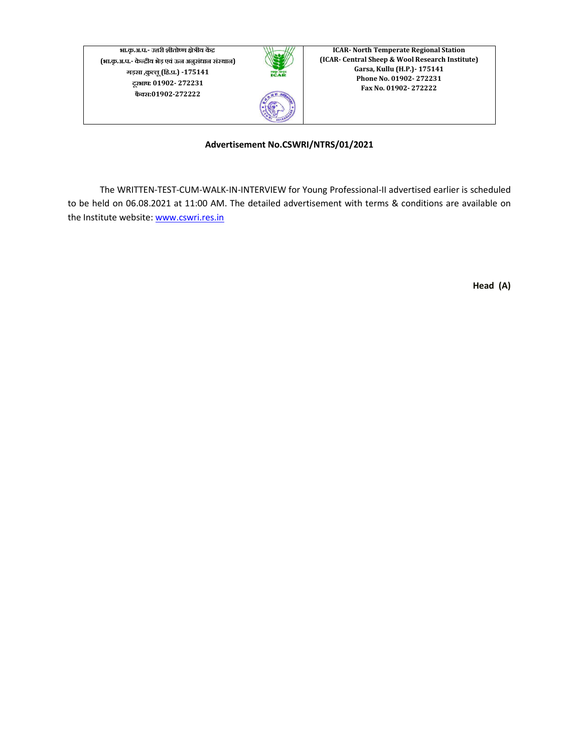| भा.कृ.अ.प.- उत्तरी शीतोष्ण क्षेत्रीय केंद्र<br>(भा.कृ.अ.प.- केन्द्रीय भेड़ एवं ऊन अनुसंधान संस्थान)<br>गड़सा ,कुल्लू (हि.प्र.) -175141<br>दूरभाष: 01902- 272231<br>फैक्स:01902-272222 | | ICAR- North Temperate Regional Station<br>(ICAR- Central Sheep & Wool Research Institute)<br>Garsa, Kullu (H.P.)- 175141<br>Phone No. 01902- 272231<br>Fax No. 01902- 272222 |
|---|---|---|

**Advertisement No.CSWRI/NTRS/01/2021**

The WRITTEN-TEST-CUM-WALK-IN-INTERVIEW for Young Professional-II advertised earlier is scheduled to be held on 06.08.2021 at 11:00 AM. The detailed advertisement with terms & conditions are available on the Institute website: [www.cswri.res.in](http://www.cswri.res.in)

**Head (A)**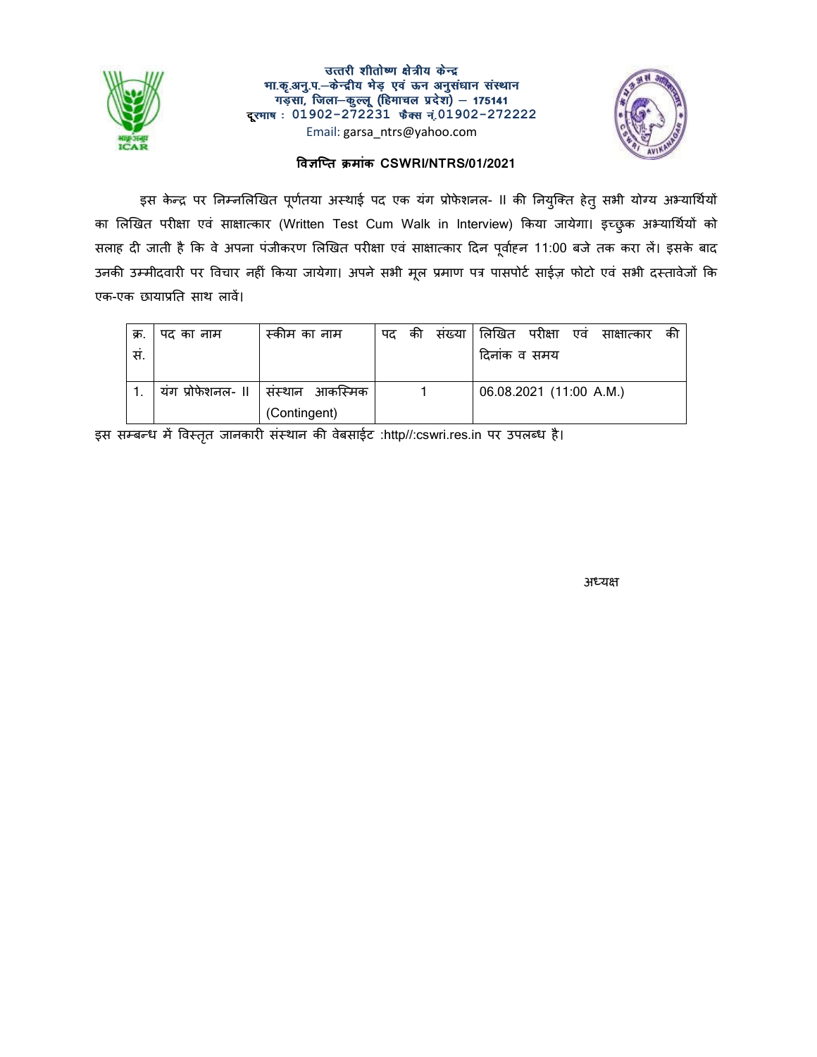**उत्तरी शीतोष्ण क्षेत्रीय केन्द्र**
**भा.कृ.अनु.प.–केन्द्रीय भेड़ एवं ऊन अनुसंधान संस्थान**
**गड़सा, जिला–कुल्लू (हिमाचल प्रदेश) – 175141**
**दूरभाष : 01902-272231 फैक्स नं.01902-272222**
Email: garsa_ntrs@yahoo.com

**विज्ञप्ति क्रमांक CSWRI/NTRS/01/2021**

इस केन्द्र पर निम्नलिखित पूर्णतया अस्थाई पद एक यंग प्रोफेशनल- II की नियुक्ति हेतु सभी योग्य अभ्यार्थियों का लिखित परीक्षा एवं साक्षात्कार (Written Test Cum Walk in Interview) किया जायेगा। इच्छुक अभ्यार्थियों को सलाह दी जाती है कि वे अपना पंजीकरण लिखित परीक्षा एवं साक्षात्कार दिन पूर्वाह्न 11:00 बजे तक करा लें। इसके बाद उनकी उम्मीदवारी पर विचार नहीं किया जायेगा। अपने सभी मूल प्रमाण पत्र पासपोर्ट साईज़ फोटो एवं सभी दस्तावेजों कि एक-एक छायाप्रति साथ लावें।

| क्र. सं. | पद का नाम | स्कीम का नाम | पद की संख्या | लिखित परीक्षा एवं साक्षात्कार की दिनांक व समय |
|---|---|---|---|---|
| 1. | यंग प्रोफेशनल- II | संस्थान आकस्मिक (Contingent) | 1 | 06.08.2021 (11:00 A.M.) |

इस सम्बन्ध में विस्तृत जानकारी संस्थान की वेबसाईट :http//:cswri.res.in पर उपलब्ध है।

अध्यक्ष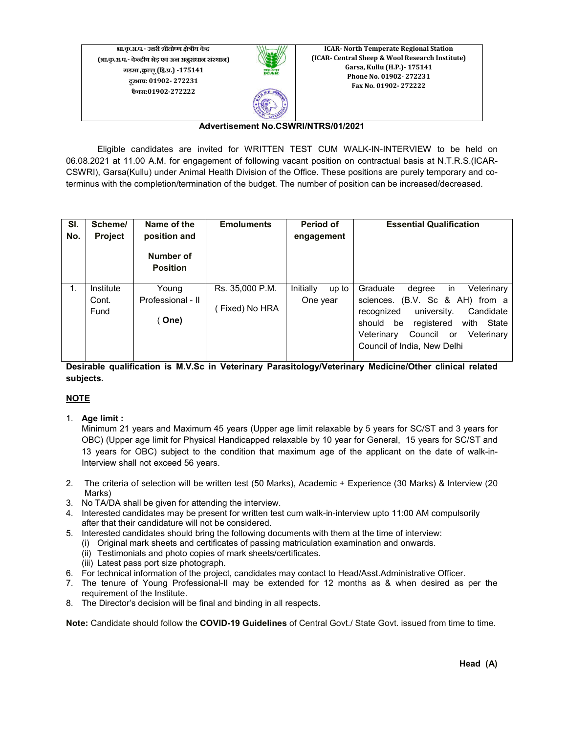| भा.कृ.अ.प.- उत्तरी शीतोष्ण क्षेत्रीय केंद्र (भा.कृ.अ.प.- केन्द्रीय भेड़ एवं ऊन अनुसंधान संस्थान) गड़सा ,कुल्लू (हि.प्र.) -175141 दूरभाष: 01902- 272231 फैक्स:01902-272222 | | ICAR- North Temperate Regional Station (ICAR- Central Sheep & Wool Research Institute) Garsa, Kullu (H.P.)- 175141 Phone No. 01902- 272231 Fax No. 01902- 272222 |
|---|---|---|

**Advertisement No.CSWRI/NTRS/01/2021**

Eligible candidates are invited for WRITTEN TEST CUM WALK-IN-INTERVIEW to be held on 06.08.2021 at 11.00 A.M. for engagement of following vacant position on contractual basis at N.T.R.S.(ICAR-CSWRI), Garsa(Kullu) under Animal Health Division of the Office. These positions are purely temporary and co-terminus with the completion/termination of the budget. The number of position can be increased/decreased.

| Sl. No. | Scheme/ Project | Name of the position and Number of Position | Emoluments | Period of engagement | Essential Qualification |
|---|---|---|---|---|---|
| 1. | Institute Cont. Fund | Young Professional - II ( **One**) | Rs. 35,000 P.M. ( Fixed) No HRA | Initially up to One year | Graduate degree in Veterinary sciences. (B.V. Sc & AH) from a recognized university. Candidate should be registered with State Veterinary Council or Veterinary Council of India, New Delhi |

**Desirable qualification is M.V.Sc in Veterinary Parasitology/Veterinary Medicine/Other clinical related subjects.**

**NOTE**

1. **Age limit :**
   Minimum 21 years and Maximum 45 years (Upper age limit relaxable by 5 years for SC/ST and 3 years for OBC) (Upper age limit for Physical Handicapped relaxable by 10 year for General, 15 years for SC/ST and 13 years for OBC) subject to the condition that maximum age of the applicant on the date of walk-in-Interview shall not exceed 56 years.
2. The criteria of selection will be written test (50 Marks), Academic + Experience (30 Marks) & Interview (20 Marks)
3. No TA/DA shall be given for attending the interview.
4. Interested candidates may be present for written test cum walk-in-interview upto 11:00 AM compulsorily after that their candidature will not be considered.
5. Interested candidates should bring the following documents with them at the time of interview:
   (i) Original mark sheets and certificates of passing matriculation examination and onwards.
   (ii) Testimonials and photo copies of mark sheets/certificates.
   (iii) Latest pass port size photograph.
6. For technical information of the project, candidates may contact to Head/Asst.Administrative Officer.
7. The tenure of Young Professional-II may be extended for 12 months as & when desired as per the requirement of the Institute.
8. The Director's decision will be final and binding in all respects.

**Note:** Candidate should follow the **COVID-19 Guidelines** of Central Govt./ State Govt. issued from time to time.

**Head (A)**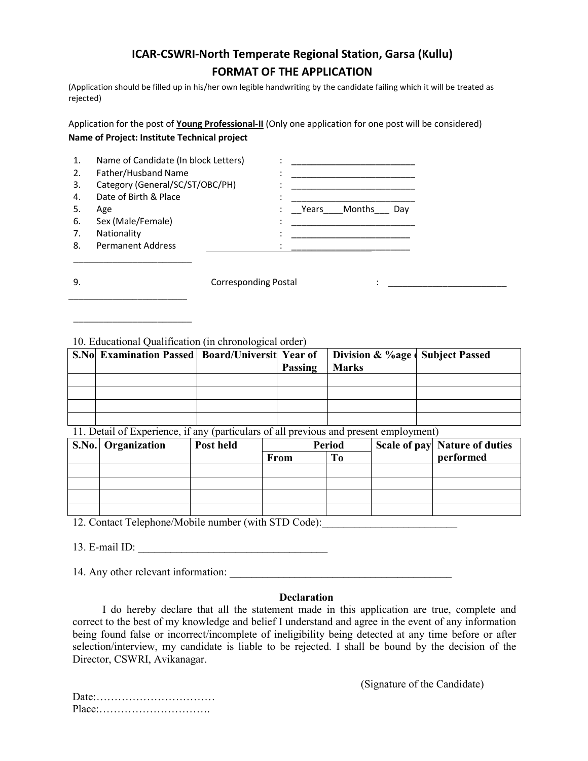# ICAR-CSWRI-North Temperate Regional Station, Garsa (Kullu)

## FORMAT OF THE APPLICATION

(Application should be filled up in his/her own legible handwriting by the candidate failing which it will be treated as rejected)

Application for the post of **Young Professional-II** (Only one application for one post will be considered)

**Name of Project: Institute Technical project**

1. Name of Candidate (In block Letters) : _________________________
2. Father/Husband Name : _________________________
3. Category (General/SC/ST/OBC/PH) : _________________________
4. Date of Birth & Place : _________________________
5. Age : __Years____Months___ Day
6. Sex (Male/Female) : _________________________
7. Nationality : ________________________
8. Permanent Address : ________________________

________________________

9. Corresponding Postal : ________________________

________________________

________________________

10. Educational Qualification (in chronological order)

| S.No. | Examination Passed | Board/University | Year of Passing | Division & %age of Marks | Subject Passed |
|---|---|---|---|---|---|
| | | | | | |
| | | | | | |
| | | | | | |
| | | | | | |

11. Detail of Experience, if any (particulars of all previous and present employment)

| S.No. | Organization | Post held | Period | | Scale of pay | Nature of duties performed |
|---|---|---|---|---|---|---|
| | | | From | To | | |
| | | | | | | |
| | | | | | | |
| | | | | | | |
| | | | | | | |

12. Contact Telephone/Mobile number (with STD Code):_________________________

13. E-mail ID: ___________________________________

14. Any other relevant information: _________________________________________

**Declaration**

I do hereby declare that all the statement made in this application are true, complete and correct to the best of my knowledge and belief I understand and agree in the event of any information being found false or incorrect/incomplete of ineligibility being detected at any time before or after selection/interview, my candidate is liable to be rejected. I shall be bound by the decision of the Director, CSWRI, Avikanagar.

(Signature of the Candidate)

Date:……………………………

Place:………………………….